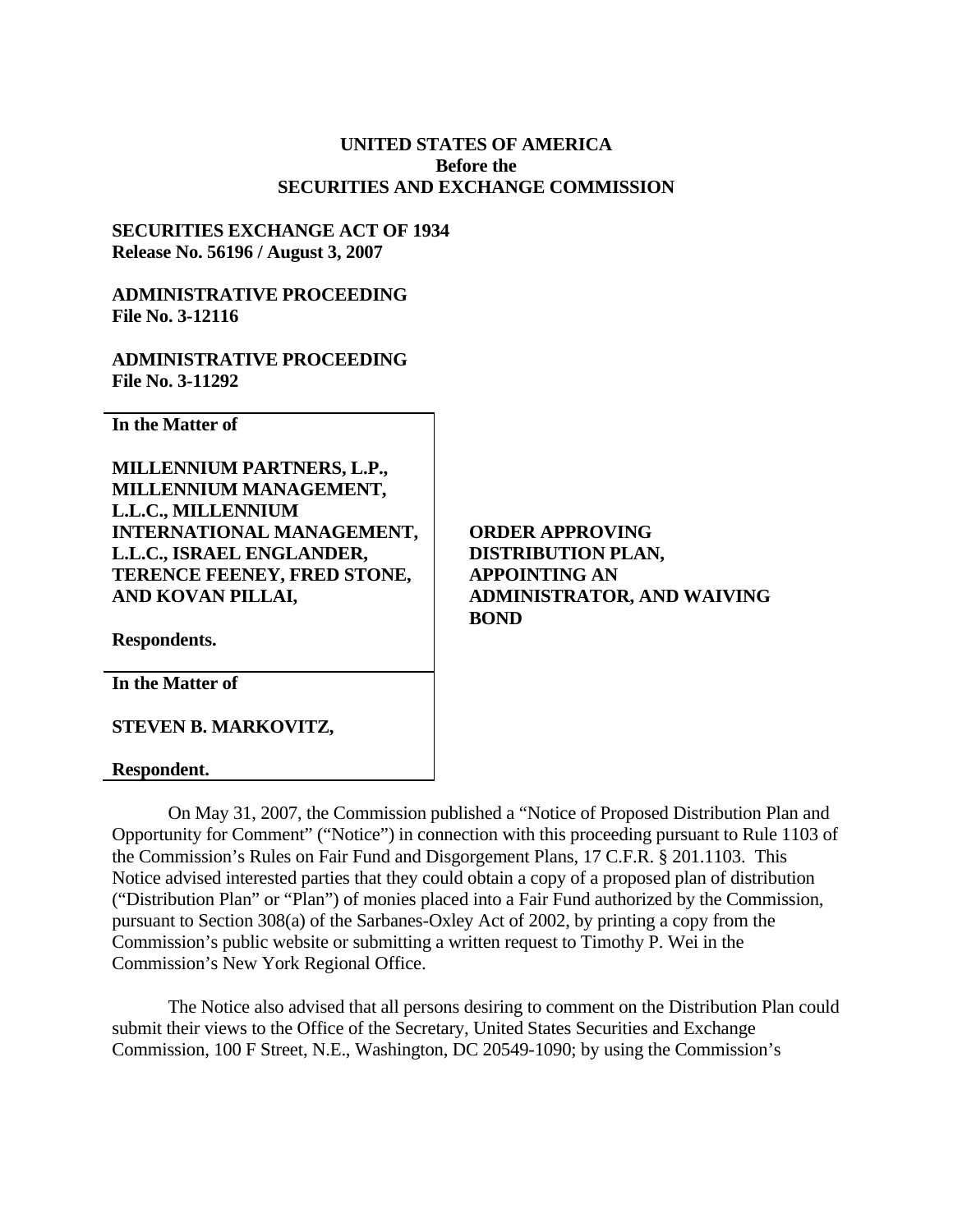**UNITED STATES OF AMERICA**
**Before the**
**SECURITIES AND EXCHANGE COMMISSION**

**SECURITIES EXCHANGE ACT OF 1934**
**Release No. 56196 / August 3, 2007**

**ADMINISTRATIVE PROCEEDING**
**File No. 3-12116**

**ADMINISTRATIVE PROCEEDING**
**File No. 3-11292**

| | |
|---|---|
| **In the Matter of**<br><br>**MILLENNIUM PARTNERS, L.P., MILLENNIUM MANAGEMENT, L.L.C., MILLENNIUM INTERNATIONAL MANAGEMENT, L.L.C., ISRAEL ENGLANDER, TERENCE FEENEY, FRED STONE, AND KOVAN PILLAI,**<br><br>**Respondents.** | **ORDER APPROVING DISTRIBUTION PLAN, APPOINTING AN ADMINISTRATOR, AND WAIVING BOND** |
| **In the Matter of**<br><br>**STEVEN B. MARKOVITZ,**<br><br>**Respondent.** | |

On May 31, 2007, the Commission published a "Notice of Proposed Distribution Plan and Opportunity for Comment" ("Notice") in connection with this proceeding pursuant to Rule 1103 of the Commission's Rules on Fair Fund and Disgorgement Plans, 17 C.F.R. § 201.1103. This Notice advised interested parties that they could obtain a copy of a proposed plan of distribution ("Distribution Plan" or "Plan") of monies placed into a Fair Fund authorized by the Commission, pursuant to Section 308(a) of the Sarbanes-Oxley Act of 2002, by printing a copy from the Commission's public website or submitting a written request to Timothy P. Wei in the Commission's New York Regional Office.

The Notice also advised that all persons desiring to comment on the Distribution Plan could submit their views to the Office of the Secretary, United States Securities and Exchange Commission, 100 F Street, N.E., Washington, DC 20549-1090; by using the Commission's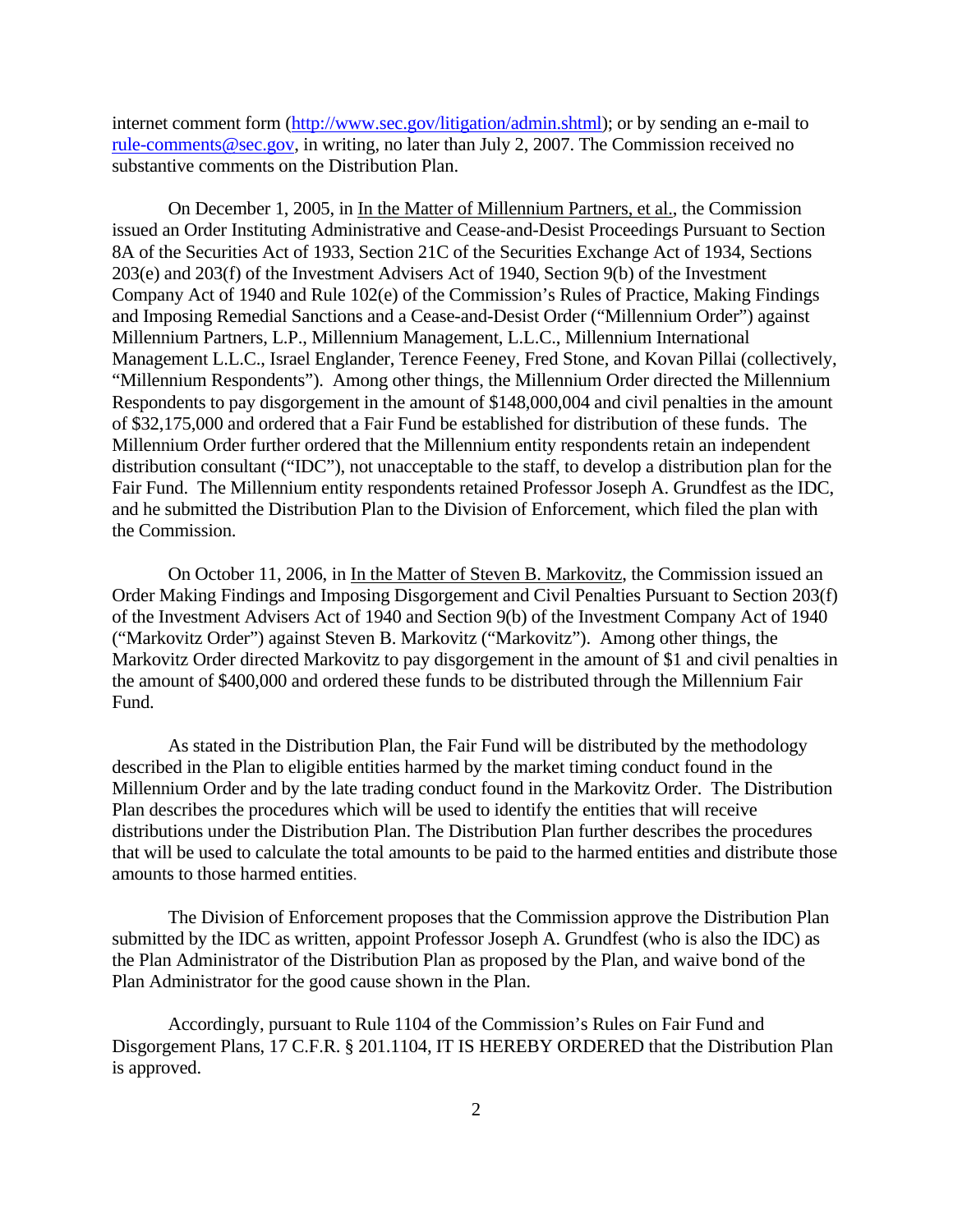internet comment form (http://www.sec.gov/litigation/admin.shtml); or by sending an e-mail to rule-comments@sec.gov, in writing, no later than July 2, 2007. The Commission received no substantive comments on the Distribution Plan.

On December 1, 2005, in In the Matter of Millennium Partners, et al., the Commission issued an Order Instituting Administrative and Cease-and-Desist Proceedings Pursuant to Section 8A of the Securities Act of 1933, Section 21C of the Securities Exchange Act of 1934, Sections 203(e) and 203(f) of the Investment Advisers Act of 1940, Section 9(b) of the Investment Company Act of 1940 and Rule 102(e) of the Commission's Rules of Practice, Making Findings and Imposing Remedial Sanctions and a Cease-and-Desist Order ("Millennium Order") against Millennium Partners, L.P., Millennium Management, L.L.C., Millennium International Management L.L.C., Israel Englander, Terence Feeney, Fred Stone, and Kovan Pillai (collectively, "Millennium Respondents"). Among other things, the Millennium Order directed the Millennium Respondents to pay disgorgement in the amount of $148,000,004 and civil penalties in the amount of $32,175,000 and ordered that a Fair Fund be established for distribution of these funds. The Millennium Order further ordered that the Millennium entity respondents retain an independent distribution consultant ("IDC"), not unacceptable to the staff, to develop a distribution plan for the Fair Fund. The Millennium entity respondents retained Professor Joseph A. Grundfest as the IDC, and he submitted the Distribution Plan to the Division of Enforcement, which filed the plan with the Commission.

On October 11, 2006, in In the Matter of Steven B. Markovitz, the Commission issued an Order Making Findings and Imposing Disgorgement and Civil Penalties Pursuant to Section 203(f) of the Investment Advisers Act of 1940 and Section 9(b) of the Investment Company Act of 1940 ("Markovitz Order") against Steven B. Markovitz ("Markovitz"). Among other things, the Markovitz Order directed Markovitz to pay disgorgement in the amount of $1 and civil penalties in the amount of $400,000 and ordered these funds to be distributed through the Millennium Fair Fund.

As stated in the Distribution Plan, the Fair Fund will be distributed by the methodology described in the Plan to eligible entities harmed by the market timing conduct found in the Millennium Order and by the late trading conduct found in the Markovitz Order. The Distribution Plan describes the procedures which will be used to identify the entities that will receive distributions under the Distribution Plan. The Distribution Plan further describes the procedures that will be used to calculate the total amounts to be paid to the harmed entities and distribute those amounts to those harmed entities.

The Division of Enforcement proposes that the Commission approve the Distribution Plan submitted by the IDC as written, appoint Professor Joseph A. Grundfest (who is also the IDC) as the Plan Administrator of the Distribution Plan as proposed by the Plan, and waive bond of the Plan Administrator for the good cause shown in the Plan.

Accordingly, pursuant to Rule 1104 of the Commission's Rules on Fair Fund and Disgorgement Plans, 17 C.F.R. § 201.1104, IT IS HEREBY ORDERED that the Distribution Plan is approved.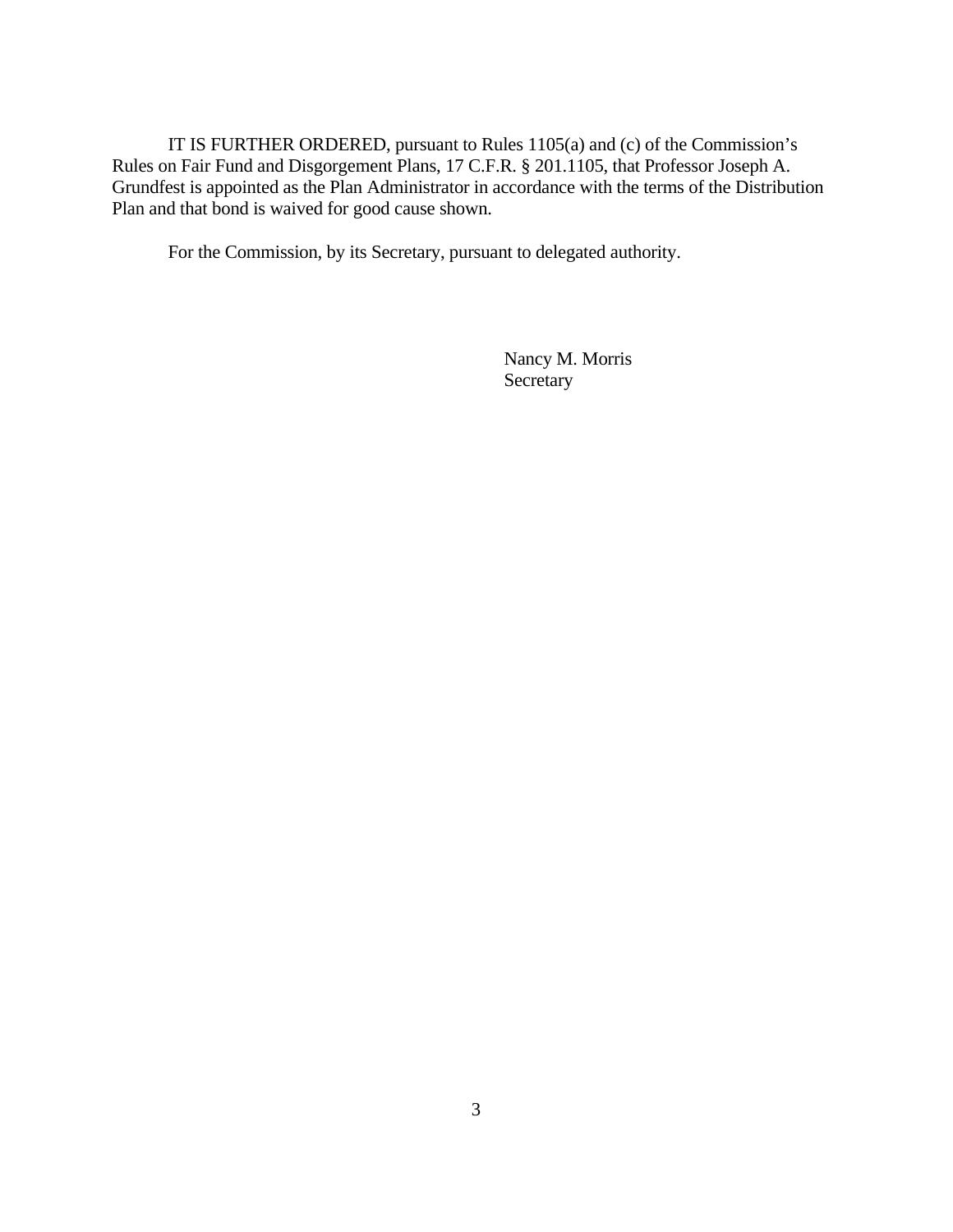IT IS FURTHER ORDERED, pursuant to Rules 1105(a) and (c) of the Commission's Rules on Fair Fund and Disgorgement Plans, 17 C.F.R. § 201.1105, that Professor Joseph A. Grundfest is appointed as the Plan Administrator in accordance with the terms of the Distribution Plan and that bond is waived for good cause shown.

For the Commission, by its Secretary, pursuant to delegated authority.

Nancy M. Morris
Secretary